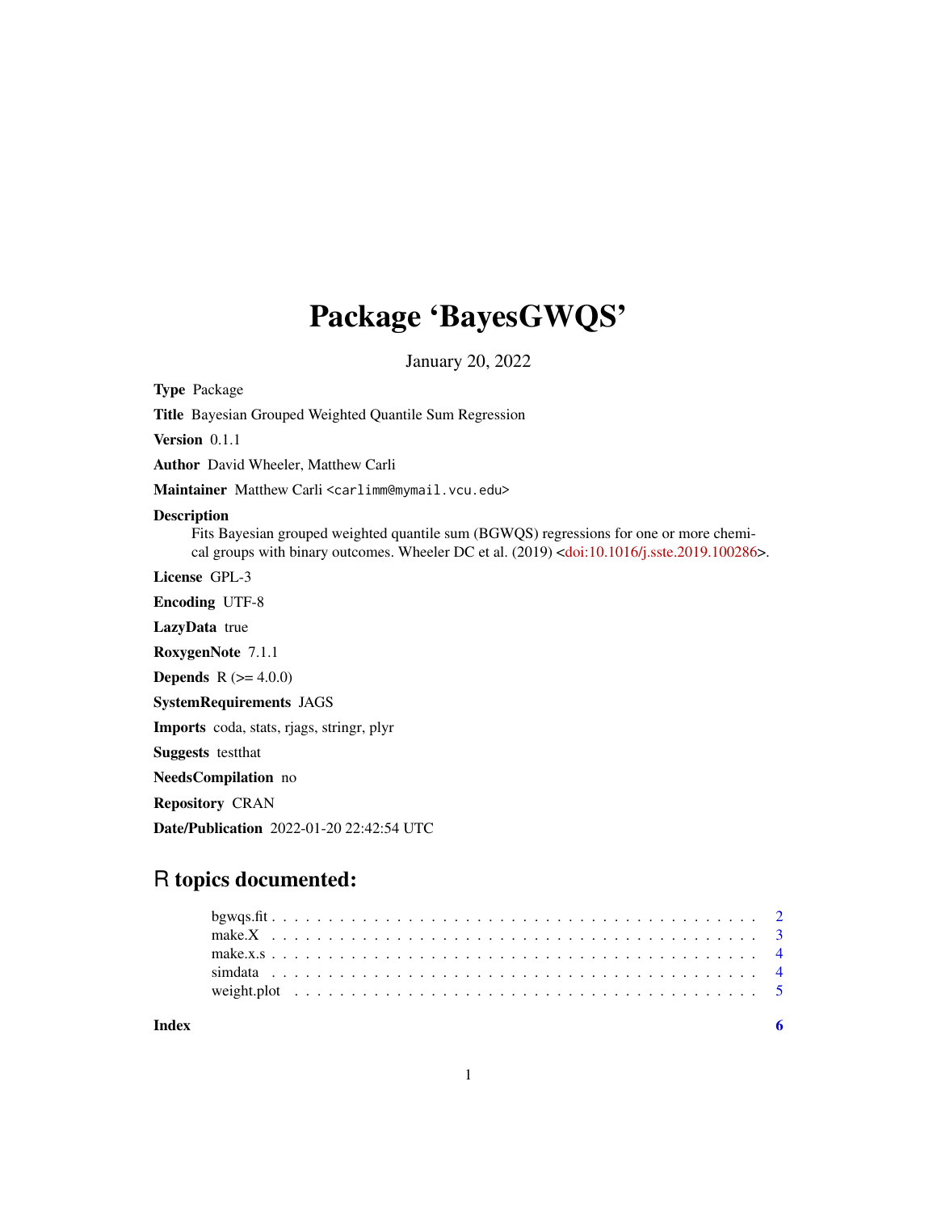# Package 'BayesGWQS'

January 20, 2022

**Type** Package

**Title** Bayesian Grouped Weighted Quantile Sum Regression

**Version** 0.1.1

**Author** David Wheeler, Matthew Carli

**Maintainer** Matthew Carli <carlimm@mymail.vcu.edu>

**Description**
Fits Bayesian grouped weighted quantile sum (BGWQS) regressions for one or more chemical groups with binary outcomes. Wheeler DC et al. (2019) <doi:10.1016/j.sste.2019.100286>.

**License** GPL-3

**Encoding** UTF-8

**LazyData** true

**RoxygenNote** 7.1.1

**Depends** R (>= 4.0.0)

**SystemRequirements** JAGS

**Imports** coda, stats, rjags, stringr, plyr

**Suggests** testthat

**NeedsCompilation** no

**Repository** CRAN

**Date/Publication** 2022-01-20 22:42:54 UTC

## R topics documented:

- bgwqs.fit . . . . . . . . . . . . . . . . . . . . . . . . . . . . . . . . . . . . . . . . 2
- make.X . . . . . . . . . . . . . . . . . . . . . . . . . . . . . . . . . . . . . . . . 3
- make.x.s . . . . . . . . . . . . . . . . . . . . . . . . . . . . . . . . . . . . . . . . 4
- simdata . . . . . . . . . . . . . . . . . . . . . . . . . . . . . . . . . . . . . . . . 4
- weight.plot . . . . . . . . . . . . . . . . . . . . . . . . . . . . . . . . . . . . . . . 5

**Index** 6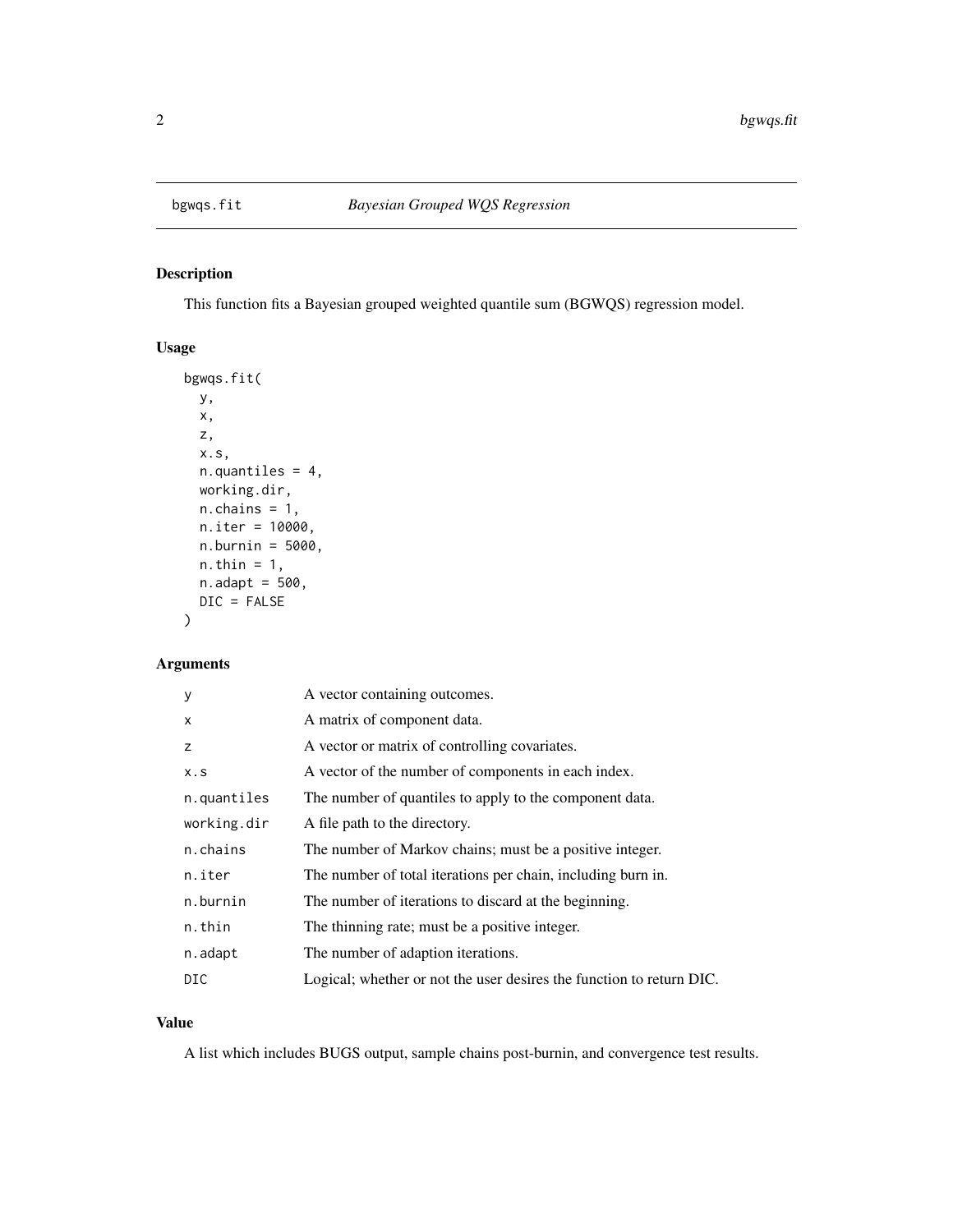# bgwqs.fit — *Bayesian Grouped WQS Regression*

## Description

This function fits a Bayesian grouped weighted quantile sum (BGWQS) regression model.

## Usage

```
bgwqs.fit(
  y,
  x,
  z,
  x.s,
  n.quantiles = 4,
  working.dir,
  n.chains = 1,
  n.iter = 10000,
  n.burnin = 5000,
  n.thin = 1,
  n.adapt = 500,
  DIC = FALSE
)
```

## Arguments

| Argument | Description |
|---|---|
| `y` | A vector containing outcomes. |
| `x` | A matrix of component data. |
| `z` | A vector or matrix of controlling covariates. |
| `x.s` | A vector of the number of components in each index. |
| `n.quantiles` | The number of quantiles to apply to the component data. |
| `working.dir` | A file path to the directory. |
| `n.chains` | The number of Markov chains; must be a positive integer. |
| `n.iter` | The number of total iterations per chain, including burn in. |
| `n.burnin` | The number of iterations to discard at the beginning. |
| `n.thin` | The thinning rate; must be a positive integer. |
| `n.adapt` | The number of adaption iterations. |
| `DIC` | Logical; whether or not the user desires the function to return DIC. |

## Value

A list which includes BUGS output, sample chains post-burnin, and convergence test results.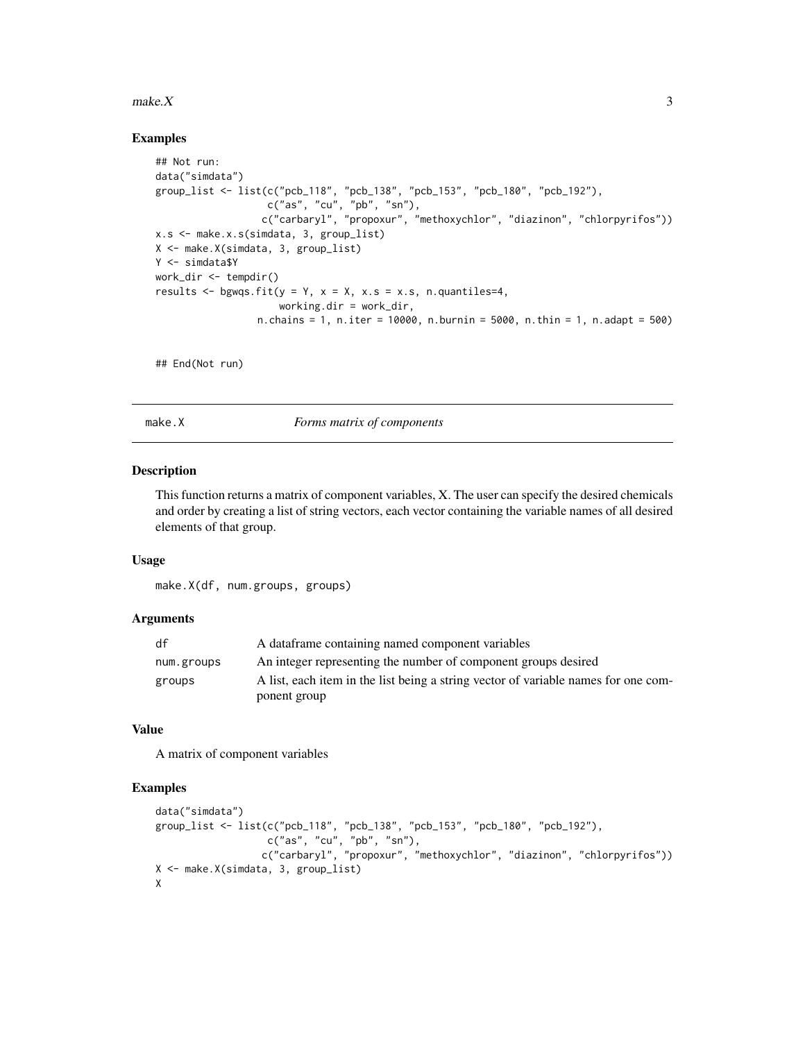## Examples

```
## Not run:
data("simdata")
group_list <- list(c("pcb_118", "pcb_138", "pcb_153", "pcb_180", "pcb_192"),
                   c("as", "cu", "pb", "sn"),
                  c("carbaryl", "propoxur", "methoxychlor", "diazinon", "chlorpyrifos"))
x.s <- make.x.s(simdata, 3, group_list)
X <- make.X(simdata, 3, group_list)
Y <- simdata$Y
work_dir <- tempdir()
results <- bgwqs.fit(y = Y, x = X, x.s = x.s, n.quantiles=4,
                      working.dir = work_dir,
                 n.chains = 1, n.iter = 10000, n.burnin = 5000, n.thin = 1, n.adapt = 500)


## End(Not run)
```

---

`make.X` *Forms matrix of components*

---

### Description

This function returns a matrix of component variables, X. The user can specify the desired chemicals and order by creating a list of string vectors, each vector containing the variable names of all desired elements of that group.

### Usage

```
make.X(df, num.groups, groups)
```

### Arguments

| | |
|---|---|
| `df` | A dataframe containing named component variables |
| `num.groups` | An integer representing the number of component groups desired |
| `groups` | A list, each item in the list being a string vector of variable names for one component group |

### Value

A matrix of component variables

### Examples

```
data("simdata")
group_list <- list(c("pcb_118", "pcb_138", "pcb_153", "pcb_180", "pcb_192"),
                   c("as", "cu", "pb", "sn"),
                  c("carbaryl", "propoxur", "methoxychlor", "diazinon", "chlorpyrifos"))
X <- make.X(simdata, 3, group_list)
X
```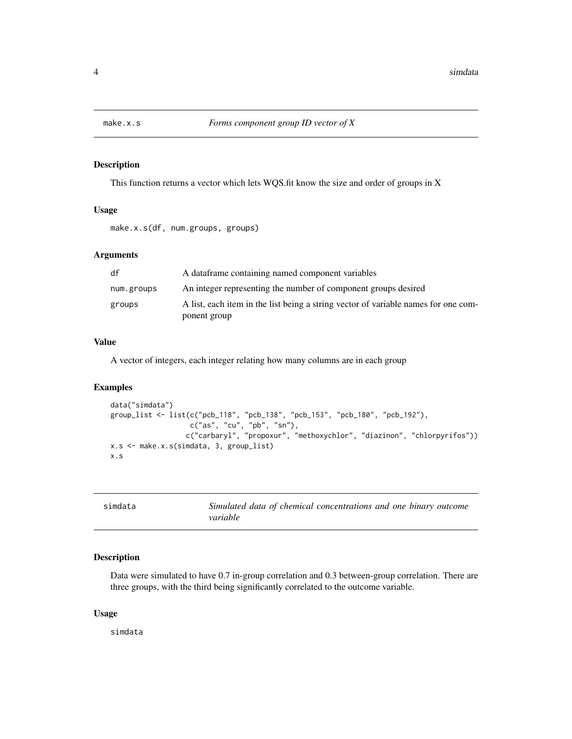## make.x.s — *Forms component group ID vector of X*

### Description

This function returns a vector which lets WQS.fit know the size and order of groups in X

### Usage

```
make.x.s(df, num.groups, groups)
```

### Arguments

| | |
|---|---|
| df | A dataframe containing named component variables |
| num.groups | An integer representing the number of component groups desired |
| groups | A list, each item in the list being a string vector of variable names for one component group |

### Value

A vector of integers, each integer relating how many columns are in each group

### Examples

```
data("simdata")
group_list <- list(c("pcb_118", "pcb_138", "pcb_153", "pcb_180", "pcb_192"),
                   c("as", "cu", "pb", "sn"),
                  c("carbaryl", "propoxur", "methoxychlor", "diazinon", "chlorpyrifos"))
x.s <- make.x.s(simdata, 3, group_list)
x.s
```

## simdata — *Simulated data of chemical concentrations and one binary outcome variable*

### Description

Data were simulated to have 0.7 in-group correlation and 0.3 between-group correlation. There are three groups, with the third being significantly correlated to the outcome variable.

### Usage

```
simdata
```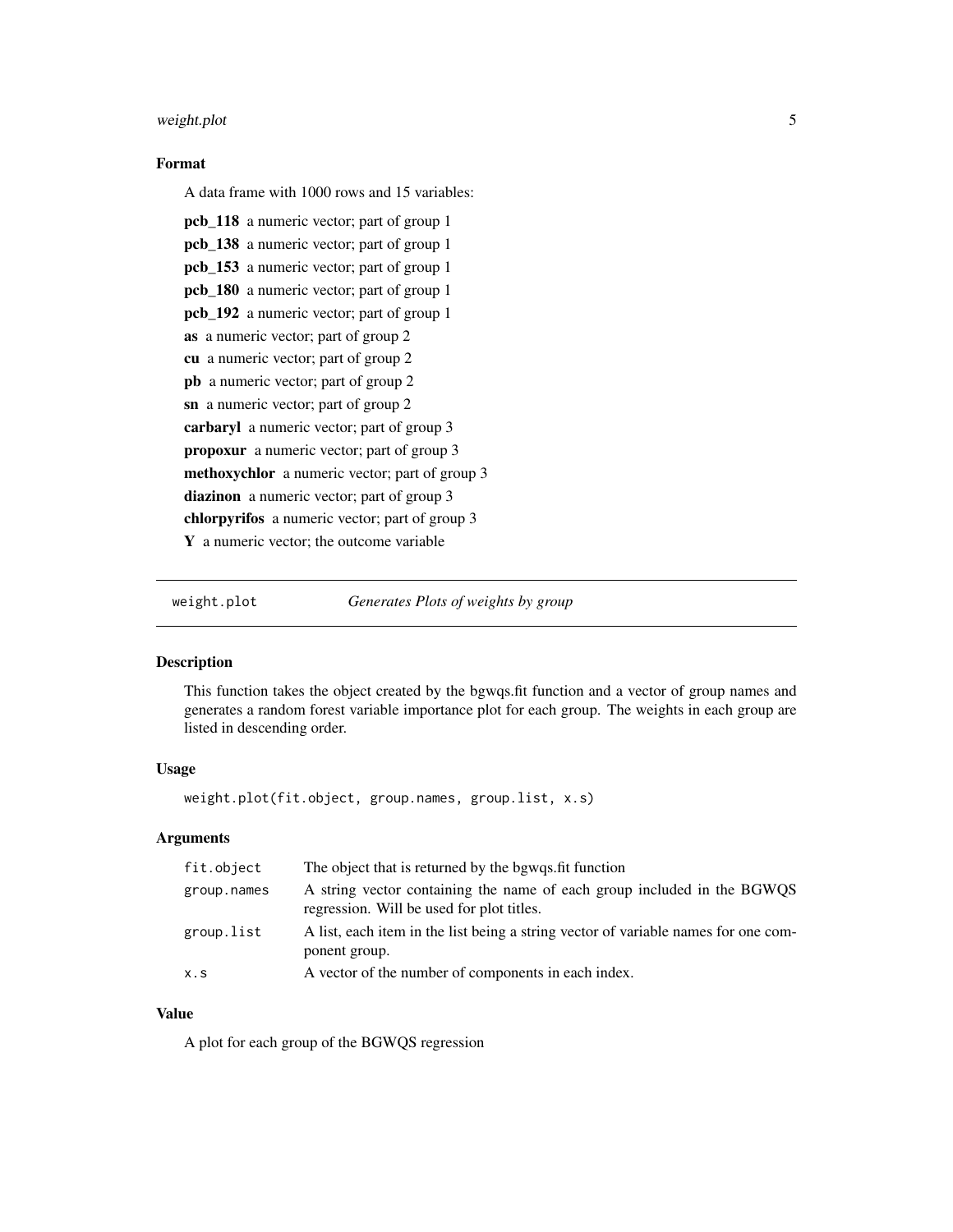### Format

A data frame with 1000 rows and 15 variables:

**pcb_118** a numeric vector; part of group 1

**pcb_138** a numeric vector; part of group 1

**pcb_153** a numeric vector; part of group 1

**pcb_180** a numeric vector; part of group 1

**pcb_192** a numeric vector; part of group 1

**as** a numeric vector; part of group 2

**cu** a numeric vector; part of group 2

**pb** a numeric vector; part of group 2

**sn** a numeric vector; part of group 2

**carbaryl** a numeric vector; part of group 3

**propoxur** a numeric vector; part of group 3

**methoxychlor** a numeric vector; part of group 3

**diazinon** a numeric vector; part of group 3

**chlorpyrifos** a numeric vector; part of group 3

**Y** a numeric vector; the outcome variable

---

## weight.plot — *Generates Plots of weights by group*

### Description

This function takes the object created by the bgwqs.fit function and a vector of group names and generates a random forest variable importance plot for each group. The weights in each group are listed in descending order.

### Usage

```
weight.plot(fit.object, group.names, group.list, x.s)
```

### Arguments

| | |
|---|---|
| `fit.object` | The object that is returned by the bgwqs.fit function |
| `group.names` | A string vector containing the name of each group included in the BGWQS regression. Will be used for plot titles. |
| `group.list` | A list, each item in the list being a string vector of variable names for one component group. |
| `x.s` | A vector of the number of components in each index. |

### Value

A plot for each group of the BGWQS regression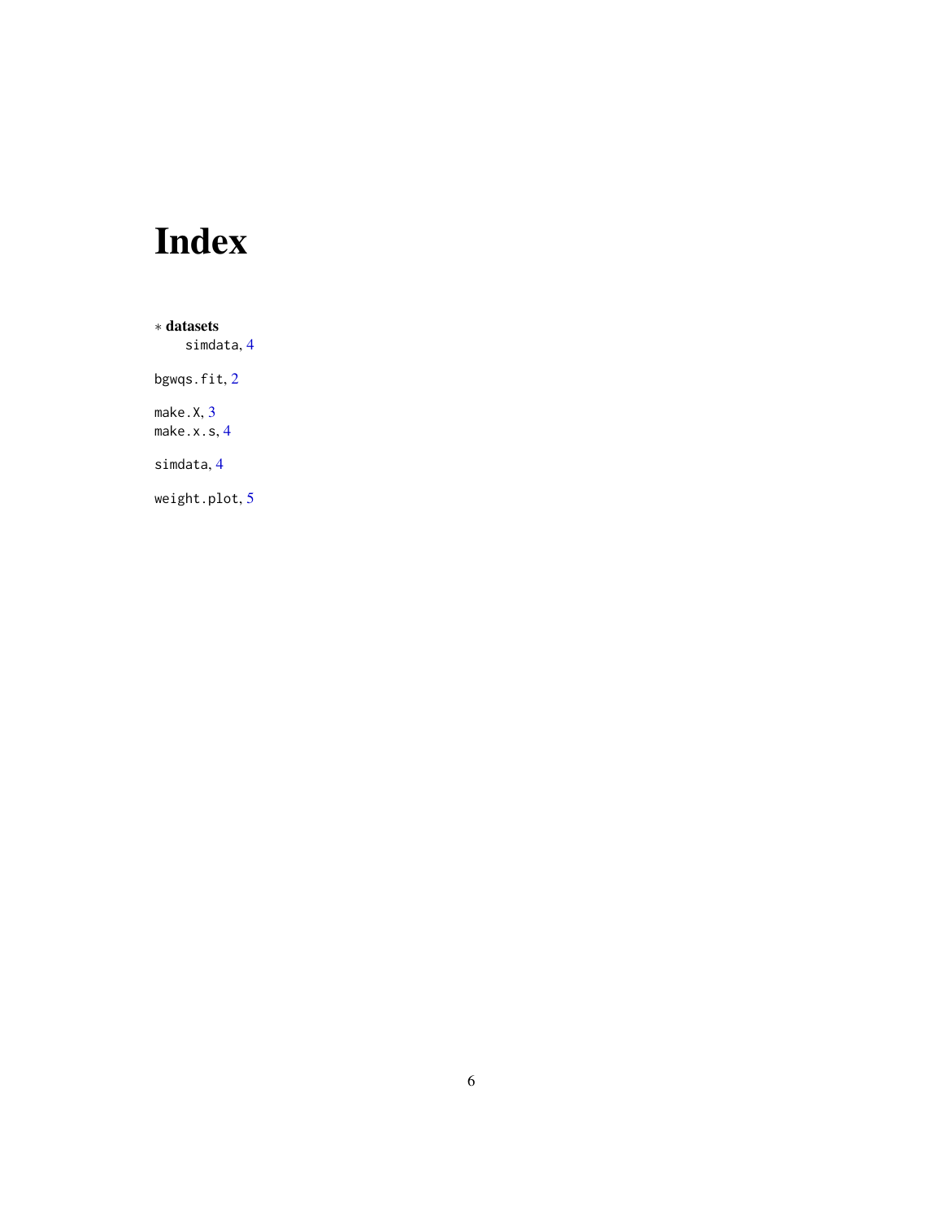# Index

∗ **datasets**
    simdata, 4

bgwqs.fit, 2

make.X, 3
make.x.s, 4

simdata, 4

weight.plot, 5